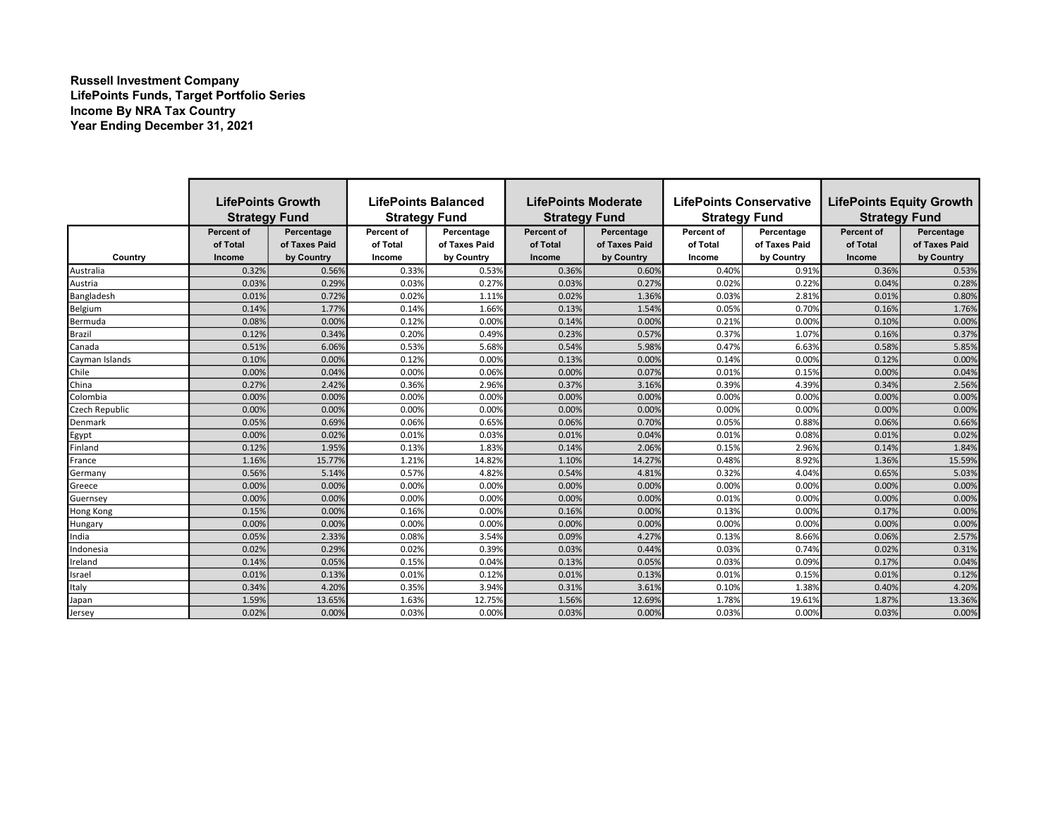**Russell Investment Company**
**LifePoints Funds, Target Portfolio Series**
**Income By NRA Tax Country**
**Year Ending December 31, 2021**

| | LifePoints Growth Strategy Fund | | LifePoints Balanced Strategy Fund | | LifePoints Moderate Strategy Fund | | LifePoints Conservative Strategy Fund | | LifePoints Equity Growth Strategy Fund | |
|---|---|---|---|---|---|---|---|---|---|---|
| Country | Percent of of Total Income | Percentage of Taxes Paid by Country | Percent of of Total Income | Percentage of Taxes Paid by Country | Percent of of Total Income | Percentage of Taxes Paid by Country | Percent of of Total Income | Percentage of Taxes Paid by Country | Percent of of Total Income | Percentage of Taxes Paid by Country |
| Australia | 0.32% | 0.56% | 0.33% | 0.53% | 0.36% | 0.60% | 0.40% | 0.91% | 0.36% | 0.53% |
| Austria | 0.03% | 0.29% | 0.03% | 0.27% | 0.03% | 0.27% | 0.02% | 0.22% | 0.04% | 0.28% |
| Bangladesh | 0.01% | 0.72% | 0.02% | 1.11% | 0.02% | 1.36% | 0.03% | 2.81% | 0.01% | 0.80% |
| Belgium | 0.14% | 1.77% | 0.14% | 1.66% | 0.13% | 1.54% | 0.05% | 0.70% | 0.16% | 1.76% |
| Bermuda | 0.08% | 0.00% | 0.12% | 0.00% | 0.14% | 0.00% | 0.21% | 0.00% | 0.10% | 0.00% |
| Brazil | 0.12% | 0.34% | 0.20% | 0.49% | 0.23% | 0.57% | 0.37% | 1.07% | 0.16% | 0.37% |
| Canada | 0.51% | 6.06% | 0.53% | 5.68% | 0.54% | 5.98% | 0.47% | 6.63% | 0.58% | 5.85% |
| Cayman Islands | 0.10% | 0.00% | 0.12% | 0.00% | 0.13% | 0.00% | 0.14% | 0.00% | 0.12% | 0.00% |
| Chile | 0.00% | 0.04% | 0.00% | 0.06% | 0.00% | 0.07% | 0.01% | 0.15% | 0.00% | 0.04% |
| China | 0.27% | 2.42% | 0.36% | 2.96% | 0.37% | 3.16% | 0.39% | 4.39% | 0.34% | 2.56% |
| Colombia | 0.00% | 0.00% | 0.00% | 0.00% | 0.00% | 0.00% | 0.00% | 0.00% | 0.00% | 0.00% |
| Czech Republic | 0.00% | 0.00% | 0.00% | 0.00% | 0.00% | 0.00% | 0.00% | 0.00% | 0.00% | 0.00% |
| Denmark | 0.05% | 0.69% | 0.06% | 0.65% | 0.06% | 0.70% | 0.05% | 0.88% | 0.06% | 0.66% |
| Egypt | 0.00% | 0.02% | 0.01% | 0.03% | 0.01% | 0.04% | 0.01% | 0.08% | 0.01% | 0.02% |
| Finland | 0.12% | 1.95% | 0.13% | 1.83% | 0.14% | 2.06% | 0.15% | 2.96% | 0.14% | 1.84% |
| France | 1.16% | 15.77% | 1.21% | 14.82% | 1.10% | 14.27% | 0.48% | 8.92% | 1.36% | 15.59% |
| Germany | 0.56% | 5.14% | 0.57% | 4.82% | 0.54% | 4.81% | 0.32% | 4.04% | 0.65% | 5.03% |
| Greece | 0.00% | 0.00% | 0.00% | 0.00% | 0.00% | 0.00% | 0.00% | 0.00% | 0.00% | 0.00% |
| Guernsey | 0.00% | 0.00% | 0.00% | 0.00% | 0.00% | 0.00% | 0.01% | 0.00% | 0.00% | 0.00% |
| Hong Kong | 0.15% | 0.00% | 0.16% | 0.00% | 0.16% | 0.00% | 0.13% | 0.00% | 0.17% | 0.00% |
| Hungary | 0.00% | 0.00% | 0.00% | 0.00% | 0.00% | 0.00% | 0.00% | 0.00% | 0.00% | 0.00% |
| India | 0.05% | 2.33% | 0.08% | 3.54% | 0.09% | 4.27% | 0.13% | 8.66% | 0.06% | 2.57% |
| Indonesia | 0.02% | 0.29% | 0.02% | 0.39% | 0.03% | 0.44% | 0.03% | 0.74% | 0.02% | 0.31% |
| Ireland | 0.14% | 0.05% | 0.15% | 0.04% | 0.13% | 0.05% | 0.03% | 0.09% | 0.17% | 0.04% |
| Israel | 0.01% | 0.13% | 0.01% | 0.12% | 0.01% | 0.13% | 0.01% | 0.15% | 0.01% | 0.12% |
| Italy | 0.34% | 4.20% | 0.35% | 3.94% | 0.31% | 3.61% | 0.10% | 1.38% | 0.40% | 4.20% |
| Japan | 1.59% | 13.65% | 1.63% | 12.75% | 1.56% | 12.69% | 1.78% | 19.61% | 1.87% | 13.36% |
| Jersey | 0.02% | 0.00% | 0.03% | 0.00% | 0.03% | 0.00% | 0.03% | 0.00% | 0.03% | 0.00% |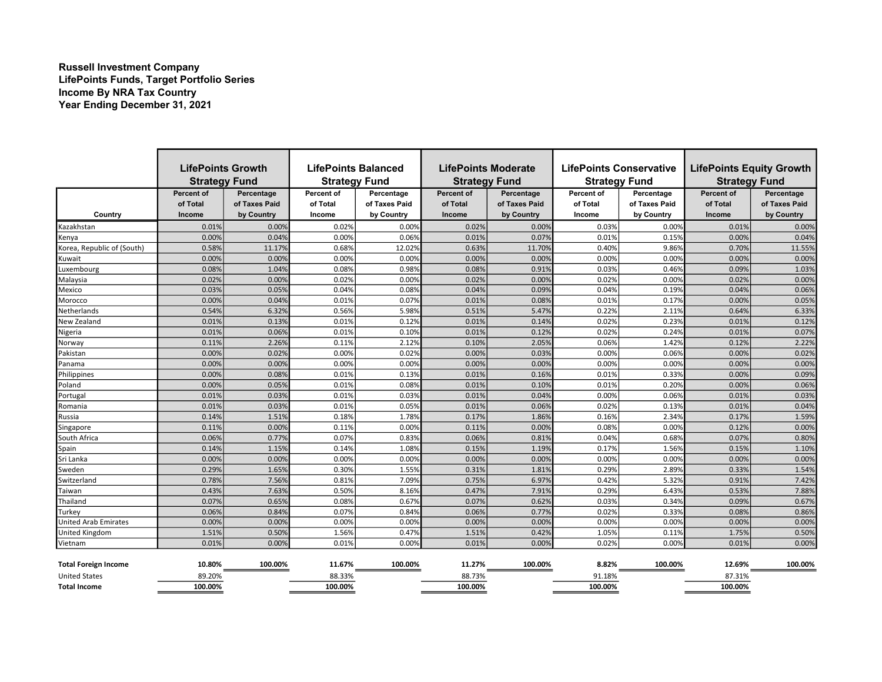**Russell Investment Company**
**LifePoints Funds, Target Portfolio Series**
**Income By NRA Tax Country**
**Year Ending December 31, 2021**

| | LifePoints Growth Strategy Fund | | LifePoints Balanced Strategy Fund | | LifePoints Moderate Strategy Fund | | LifePoints Conservative Strategy Fund | | LifePoints Equity Growth Strategy Fund | |
|---|---|---|---|---|---|---|---|---|---|---|
| Country | Percent of of Total Income | Percentage of Taxes Paid by Country | Percent of of Total Income | Percentage of Taxes Paid by Country | Percent of of Total Income | Percentage of Taxes Paid by Country | Percent of of Total Income | Percentage of Taxes Paid by Country | Percent of of Total Income | Percentage of Taxes Paid by Country |
| Kazakhstan | 0.01% | 0.00% | 0.02% | 0.00% | 0.02% | 0.00% | 0.03% | 0.00% | 0.01% | 0.00% |
| Kenya | 0.00% | 0.04% | 0.00% | 0.06% | 0.01% | 0.07% | 0.01% | 0.15% | 0.00% | 0.04% |
| Korea, Republic of (South) | 0.58% | 11.17% | 0.68% | 12.02% | 0.63% | 11.70% | 0.40% | 9.86% | 0.70% | 11.55% |
| Kuwait | 0.00% | 0.00% | 0.00% | 0.00% | 0.00% | 0.00% | 0.00% | 0.00% | 0.00% | 0.00% |
| Luxembourg | 0.08% | 1.04% | 0.08% | 0.98% | 0.08% | 0.91% | 0.03% | 0.46% | 0.09% | 1.03% |
| Malaysia | 0.02% | 0.00% | 0.02% | 0.00% | 0.02% | 0.00% | 0.02% | 0.00% | 0.02% | 0.00% |
| Mexico | 0.03% | 0.05% | 0.04% | 0.08% | 0.04% | 0.09% | 0.04% | 0.19% | 0.04% | 0.06% |
| Morocco | 0.00% | 0.04% | 0.01% | 0.07% | 0.01% | 0.08% | 0.01% | 0.17% | 0.00% | 0.05% |
| Netherlands | 0.54% | 6.32% | 0.56% | 5.98% | 0.51% | 5.47% | 0.22% | 2.11% | 0.64% | 6.33% |
| New Zealand | 0.01% | 0.13% | 0.01% | 0.12% | 0.01% | 0.14% | 0.02% | 0.23% | 0.01% | 0.12% |
| Nigeria | 0.01% | 0.06% | 0.01% | 0.10% | 0.01% | 0.12% | 0.02% | 0.24% | 0.01% | 0.07% |
| Norway | 0.11% | 2.26% | 0.11% | 2.12% | 0.10% | 2.05% | 0.06% | 1.42% | 0.12% | 2.22% |
| Pakistan | 0.00% | 0.02% | 0.00% | 0.02% | 0.00% | 0.03% | 0.00% | 0.06% | 0.00% | 0.02% |
| Panama | 0.00% | 0.00% | 0.00% | 0.00% | 0.00% | 0.00% | 0.00% | 0.00% | 0.00% | 0.00% |
| Philippines | 0.00% | 0.08% | 0.01% | 0.13% | 0.01% | 0.16% | 0.01% | 0.33% | 0.00% | 0.09% |
| Poland | 0.00% | 0.05% | 0.01% | 0.08% | 0.01% | 0.10% | 0.01% | 0.20% | 0.00% | 0.06% |
| Portugal | 0.01% | 0.03% | 0.01% | 0.03% | 0.01% | 0.04% | 0.00% | 0.06% | 0.01% | 0.03% |
| Romania | 0.01% | 0.03% | 0.01% | 0.05% | 0.01% | 0.06% | 0.02% | 0.13% | 0.01% | 0.04% |
| Russia | 0.14% | 1.51% | 0.18% | 1.78% | 0.17% | 1.86% | 0.16% | 2.34% | 0.17% | 1.59% |
| Singapore | 0.11% | 0.00% | 0.11% | 0.00% | 0.11% | 0.00% | 0.08% | 0.00% | 0.12% | 0.00% |
| South Africa | 0.06% | 0.77% | 0.07% | 0.83% | 0.06% | 0.81% | 0.04% | 0.68% | 0.07% | 0.80% |
| Spain | 0.14% | 1.15% | 0.14% | 1.08% | 0.15% | 1.19% | 0.17% | 1.56% | 0.15% | 1.10% |
| Sri Lanka | 0.00% | 0.00% | 0.00% | 0.00% | 0.00% | 0.00% | 0.00% | 0.00% | 0.00% | 0.00% |
| Sweden | 0.29% | 1.65% | 0.30% | 1.55% | 0.31% | 1.81% | 0.29% | 2.89% | 0.33% | 1.54% |
| Switzerland | 0.78% | 7.56% | 0.81% | 7.09% | 0.75% | 6.97% | 0.42% | 5.32% | 0.91% | 7.42% |
| Taiwan | 0.43% | 7.63% | 0.50% | 8.16% | 0.47% | 7.91% | 0.29% | 6.43% | 0.53% | 7.88% |
| Thailand | 0.07% | 0.65% | 0.08% | 0.67% | 0.07% | 0.62% | 0.03% | 0.34% | 0.09% | 0.67% |
| Turkey | 0.06% | 0.84% | 0.07% | 0.84% | 0.06% | 0.77% | 0.02% | 0.33% | 0.08% | 0.86% |
| United Arab Emirates | 0.00% | 0.00% | 0.00% | 0.00% | 0.00% | 0.00% | 0.00% | 0.00% | 0.00% | 0.00% |
| United Kingdom | 1.51% | 0.50% | 1.56% | 0.47% | 1.51% | 0.42% | 1.05% | 0.11% | 1.75% | 0.50% |
| Vietnam | 0.01% | 0.00% | 0.01% | 0.00% | 0.01% | 0.00% | 0.02% | 0.00% | 0.01% | 0.00% |
| **Total Foreign Income** | **10.80%** | **100.00%** | **11.67%** | **100.00%** | **11.27%** | **100.00%** | **8.82%** | **100.00%** | **12.69%** | **100.00%** |
| United States | 89.20% | | 88.33% | | 88.73% | | 91.18% | | 87.31% | |
| **Total Income** | **100.00%** | | **100.00%** | | **100.00%** | | **100.00%** | | **100.00%** | |